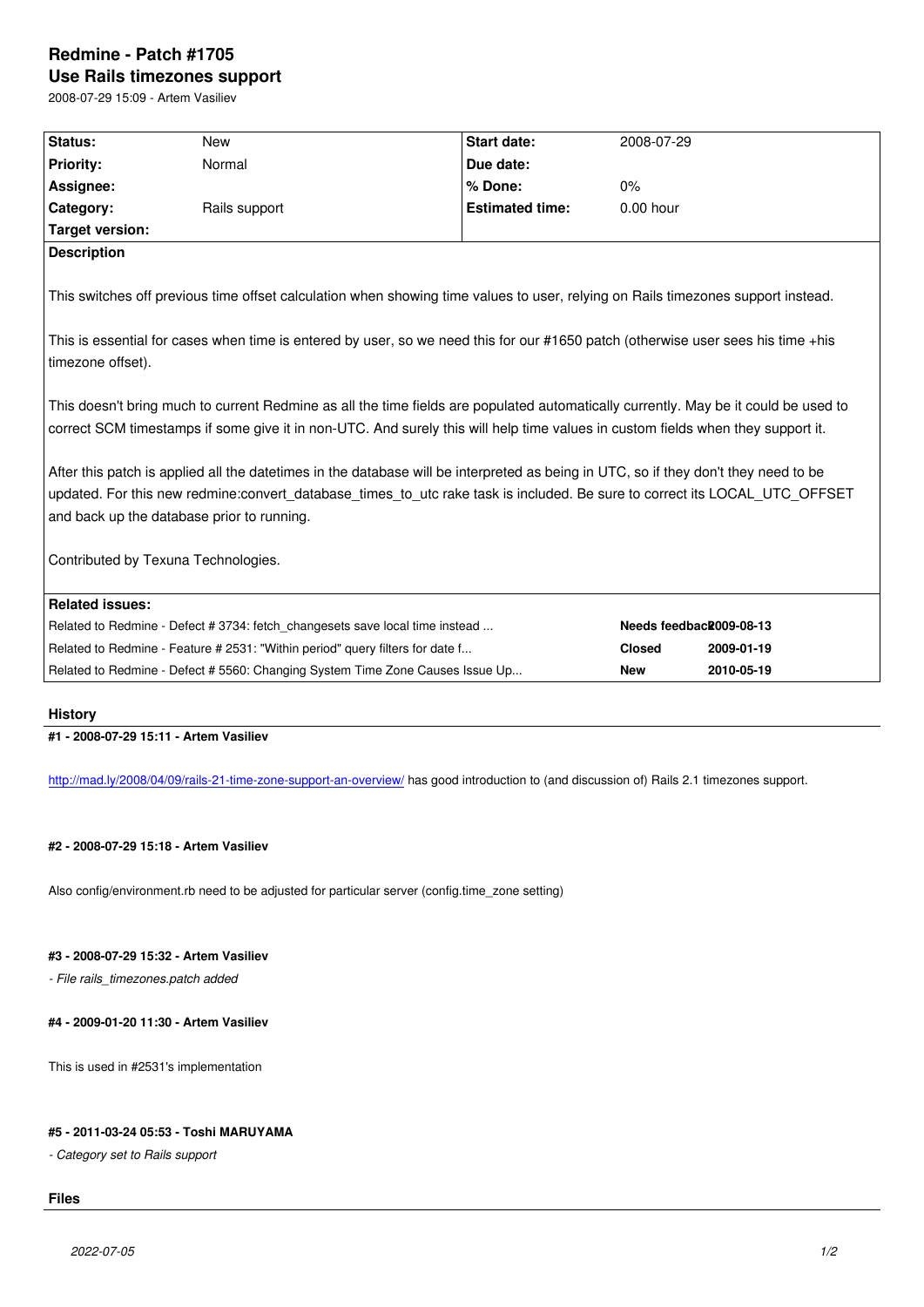# Redmine - Patch #1705

## Use Rails timezones support

2008-07-29 15:09 - Artem Vasiliev

| Status: | New | Start date: | 2008-07-29 |
|---|---|---|---|
| Priority: | Normal | Due date: | |
| Assignee: | | % Done: | 0% |
| Category: | Rails support | Estimated time: | 0.00 hour |
| Target version: | | | |

**Description**

This switches off previous time offset calculation when showing time values to user, relying on Rails timezones support instead.

This is essential for cases when time is entered by user, so we need this for our #1650 patch (otherwise user sees his time +his timezone offset).

This doesn't bring much to current Redmine as all the time fields are populated automatically currently. May be it could be used to correct SCM timestamps if some give it in non-UTC. And surely this will help time values in custom fields when they support it.

After this patch is applied all the datetimes in the database will be interpreted as being in UTC, so if they don't they need to be updated. For this new redmine:convert_database_times_to_utc rake task is included. Be sure to correct its LOCAL_UTC_OFFSET and back up the database prior to running.

Contributed by Texuna Technologies.

**Related issues:**

| | | |
|---|---|---|
| Related to Redmine - Defect # 3734: fetch_changesets save local time instead ... | **Needs feedback** | **2009-08-13** |
| Related to Redmine - Feature # 2531: "Within period" query filters for date f... | **Closed** | **2009-01-19** |
| Related to Redmine - Defect # 5560: Changing System Time Zone Causes Issue Up... | **New** | **2010-05-19** |

### History

#### #1 - 2008-07-29 15:11 - Artem Vasiliev

http://mad.ly/2008/04/09/rails-21-time-zone-support-an-overview/ has good introduction to (and discussion of) Rails 2.1 timezones support.

#### #2 - 2008-07-29 15:18 - Artem Vasiliev

Also config/environment.rb need to be adjusted for particular server (config.time_zone setting)

#### #3 - 2008-07-29 15:32 - Artem Vasiliev

*- File rails_timezones.patch added*

#### #4 - 2009-01-20 11:30 - Artem Vasiliev

This is used in #2531's implementation

#### #5 - 2011-03-24 05:53 - Toshi MARUYAMA

*- Category set to Rails support*

### Files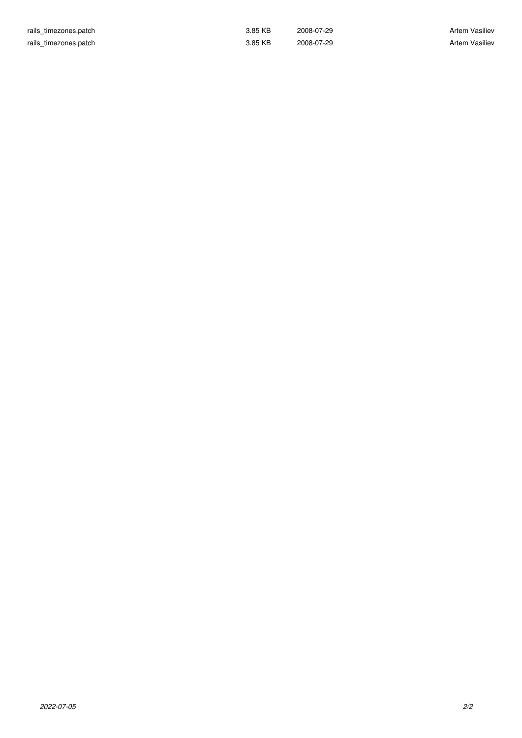| | | | |
|---|---|---|---|
| rails_timezones.patch | 3.85 KB | 2008-07-29 | Artem Vasiliev |
| rails_timezones.patch | 3.85 KB | 2008-07-29 | Artem Vasiliev |